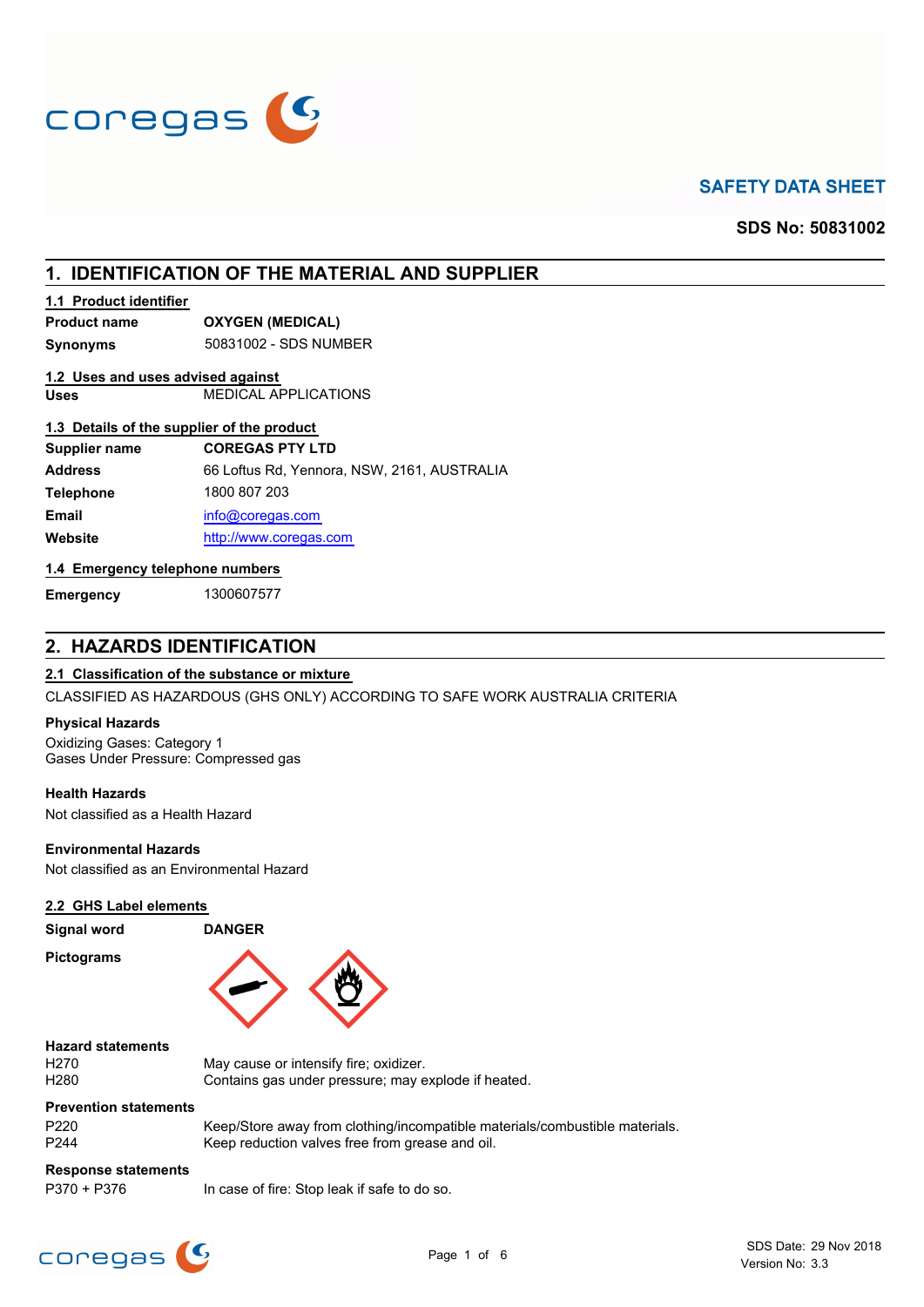# SAFETY DATA SHEET

**SDS No: 50831002**

## 1. IDENTIFICATION OF THE MATERIAL AND SUPPLIER

### 1.1 Product identifier

| | |
|---|---|
| **Product name** | **OXYGEN (MEDICAL)** |
| **Synonyms** | 50831002 - SDS NUMBER |

### 1.2 Uses and uses advised against

| | |
|---|---|
| **Uses** | MEDICAL APPLICATIONS |

### 1.3 Details of the supplier of the product

| | |
|---|---|
| **Supplier name** | **COREGAS PTY LTD** |
| **Address** | 66 Loftus Rd, Yennora, NSW, 2161, AUSTRALIA |
| **Telephone** | 1800 807 203 |
| **Email** | info@coregas.com |
| **Website** | http://www.coregas.com |

### 1.4 Emergency telephone numbers

| | |
|---|---|
| **Emergency** | 1300607577 |

## 2. HAZARDS IDENTIFICATION

### 2.1 Classification of the substance or mixture

CLASSIFIED AS HAZARDOUS (GHS ONLY) ACCORDING TO SAFE WORK AUSTRALIA CRITERIA

**Physical Hazards**

Oxidizing Gases: Category 1
Gases Under Pressure: Compressed gas

**Health Hazards**

Not classified as a Health Hazard

**Environmental Hazards**

Not classified as an Environmental Hazard

### 2.2 GHS Label elements

**Signal word** **DANGER**

**Pictograms**

**Hazard statements**

| | |
|---|---|
| H270 | May cause or intensify fire; oxidizer. |
| H280 | Contains gas under pressure; may explode if heated. |

**Prevention statements**

| | |
|---|---|
| P220 | Keep/Store away from clothing/incompatible materials/combustible materials. |
| P244 | Keep reduction valves free from grease and oil. |

**Response statements**

| | |
|---|---|
| P370 + P376 | In case of fire: Stop leak if safe to do so. |

SDS Date: 29 Nov 2018
Version No: 3.3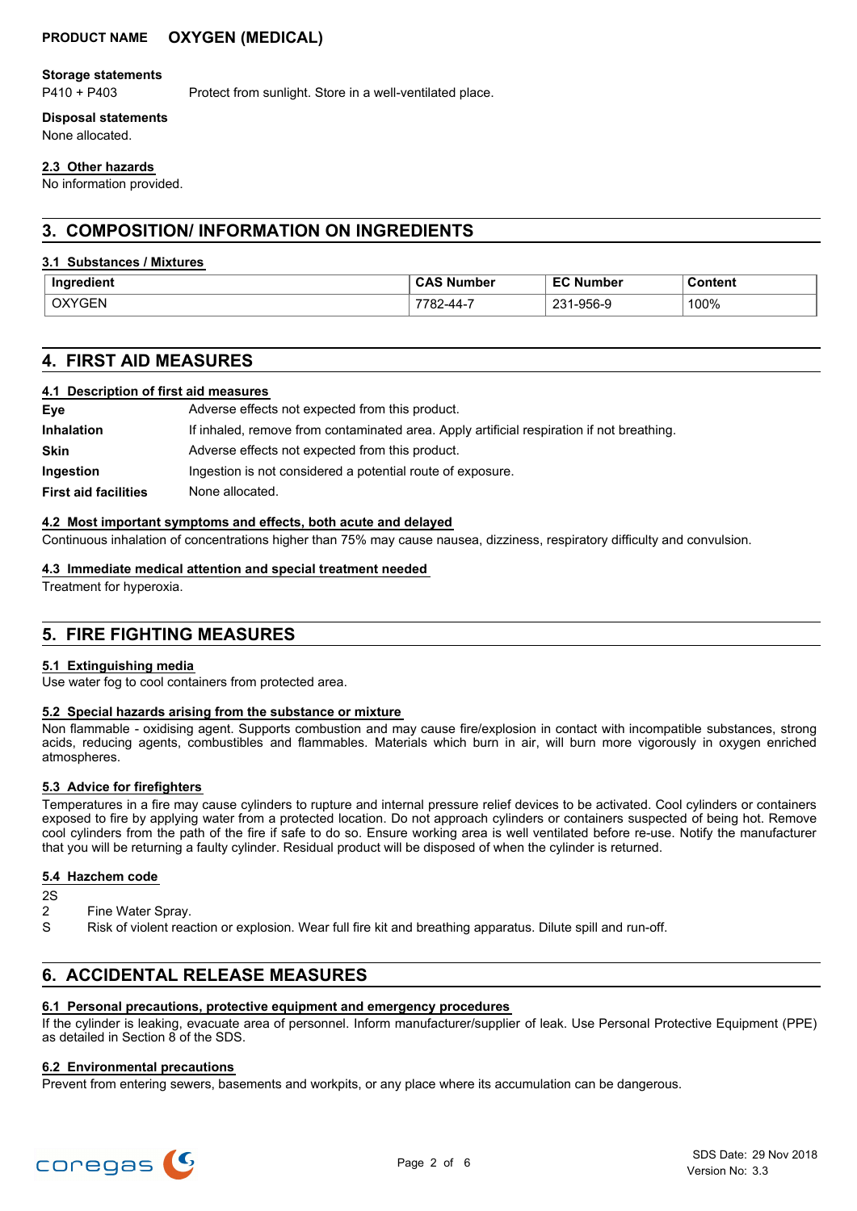### Storage statements

P410 + P403 — Protect from sunlight. Store in a well-ventilated place.

### Disposal statements

None allocated.

### 2.3 Other hazards

No information provided.

## 3. COMPOSITION/ INFORMATION ON INGREDIENTS

### 3.1 Substances / Mixtures

| Ingredient | CAS Number | EC Number | Content |
|---|---|---|---|
| OXYGEN | 7782-44-7 | 231-956-9 | 100% |

## 4. FIRST AID MEASURES

### 4.1 Description of first aid measures

**Eye** — Adverse effects not expected from this product.

**Inhalation** — If inhaled, remove from contaminated area. Apply artificial respiration if not breathing.

**Skin** — Adverse effects not expected from this product.

**Ingestion** — Ingestion is not considered a potential route of exposure.

**First aid facilities** — None allocated.

### 4.2 Most important symptoms and effects, both acute and delayed

Continuous inhalation of concentrations higher than 75% may cause nausea, dizziness, respiratory difficulty and convulsion.

### 4.3 Immediate medical attention and special treatment needed

Treatment for hyperoxia.

## 5. FIRE FIGHTING MEASURES

### 5.1 Extinguishing media

Use water fog to cool containers from protected area.

### 5.2 Special hazards arising from the substance or mixture

Non flammable - oxidising agent. Supports combustion and may cause fire/explosion in contact with incompatible substances, strong acids, reducing agents, combustibles and flammables. Materials which burn in air, will burn more vigorously in oxygen enriched atmospheres.

### 5.3 Advice for firefighters

Temperatures in a fire may cause cylinders to rupture and internal pressure relief devices to be activated. Cool cylinders or containers exposed to fire by applying water from a protected location. Do not approach cylinders or containers suspected of being hot. Remove cool cylinders from the path of the fire if safe to do so. Ensure working area is well ventilated before re-use. Notify the manufacturer that you will be returning a faulty cylinder. Residual product will be disposed of when the cylinder is returned.

### 5.4 Hazchem code

2S

2 — Fine Water Spray.

S — Risk of violent reaction or explosion. Wear full fire kit and breathing apparatus. Dilute spill and run-off.

## 6. ACCIDENTAL RELEASE MEASURES

### 6.1 Personal precautions, protective equipment and emergency procedures

If the cylinder is leaking, evacuate area of personnel. Inform manufacturer/supplier of leak. Use Personal Protective Equipment (PPE) as detailed in Section 8 of the SDS.

### 6.2 Environmental precautions

Prevent from entering sewers, basements and workpits, or any place where its accumulation can be dangerous.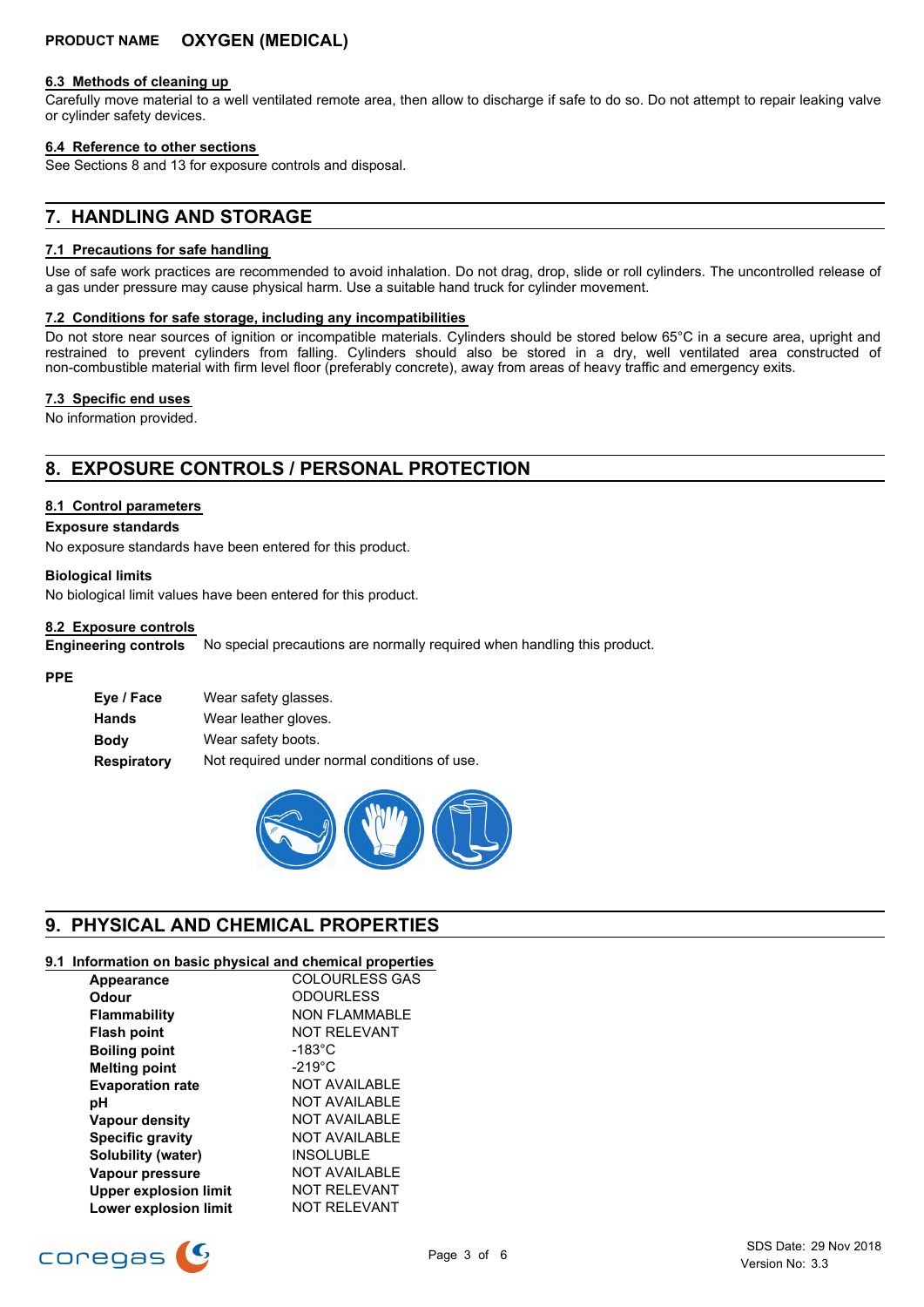### 6.3 Methods of cleaning up

Carefully move material to a well ventilated remote area, then allow to discharge if safe to do so. Do not attempt to repair leaking valve or cylinder safety devices.

### 6.4 Reference to other sections

See Sections 8 and 13 for exposure controls and disposal.

## 7. HANDLING AND STORAGE

### 7.1 Precautions for safe handling

Use of safe work practices are recommended to avoid inhalation. Do not drag, drop, slide or roll cylinders. The uncontrolled release of a gas under pressure may cause physical harm. Use a suitable hand truck for cylinder movement.

### 7.2 Conditions for safe storage, including any incompatibilities

Do not store near sources of ignition or incompatible materials. Cylinders should be stored below 65°C in a secure area, upright and restrained to prevent cylinders from falling. Cylinders should also be stored in a dry, well ventilated area constructed of non-combustible material with firm level floor (preferably concrete), away from areas of heavy traffic and emergency exits.

### 7.3 Specific end uses

No information provided.

## 8. EXPOSURE CONTROLS / PERSONAL PROTECTION

### 8.1 Control parameters

**Exposure standards**

No exposure standards have been entered for this product.

**Biological limits**

No biological limit values have been entered for this product.

### 8.2 Exposure controls

**Engineering controls** No special precautions are normally required when handling this product.

**PPE**

| | |
|---|---|
| **Eye / Face** | Wear safety glasses. |
| **Hands** | Wear leather gloves. |
| **Body** | Wear safety boots. |
| **Respiratory** | Not required under normal conditions of use. |

## 9. PHYSICAL AND CHEMICAL PROPERTIES

### 9.1 Information on basic physical and chemical properties

| | |
|---|---|
| **Appearance** | COLOURLESS GAS |
| **Odour** | ODOURLESS |
| **Flammability** | NON FLAMMABLE |
| **Flash point** | NOT RELEVANT |
| **Boiling point** | -183°C |
| **Melting point** | -219°C |
| **Evaporation rate** | NOT AVAILABLE |
| **pH** | NOT AVAILABLE |
| **Vapour density** | NOT AVAILABLE |
| **Specific gravity** | NOT AVAILABLE |
| **Solubility (water)** | INSOLUBLE |
| **Vapour pressure** | NOT AVAILABLE |
| **Upper explosion limit** | NOT RELEVANT |
| **Lower explosion limit** | NOT RELEVANT |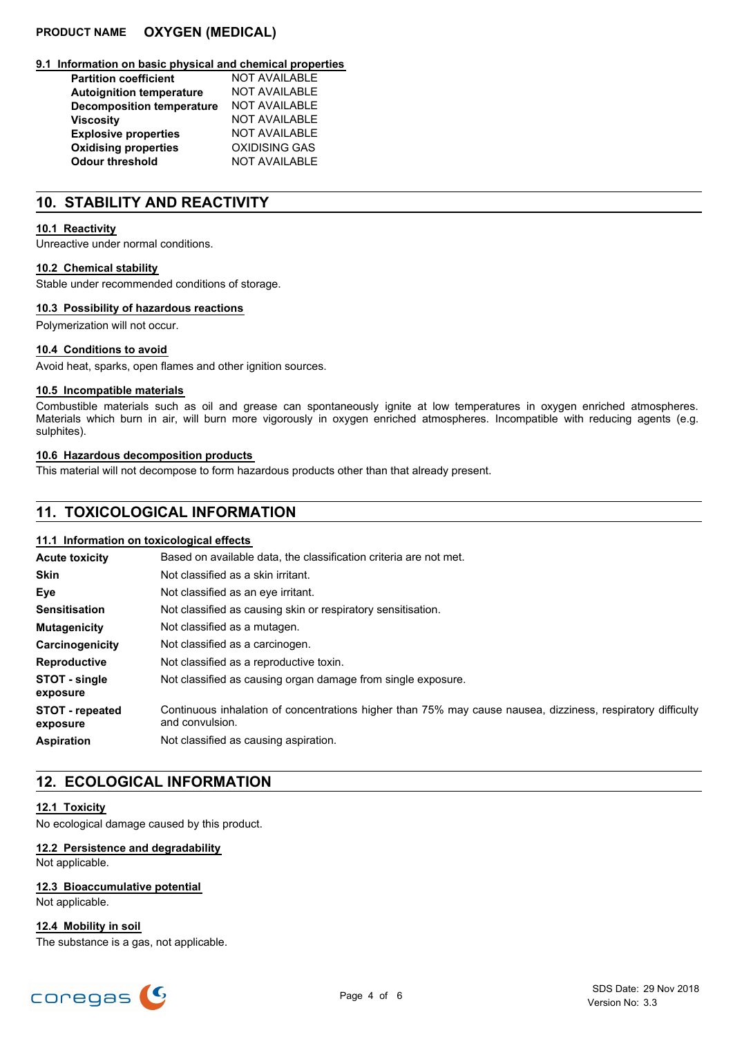**PRODUCT NAME** **OXYGEN (MEDICAL)**

### 9.1 Information on basic physical and chemical properties

| | |
|---|---|
| **Partition coefficient** | NOT AVAILABLE |
| **Autoignition temperature** | NOT AVAILABLE |
| **Decomposition temperature** | NOT AVAILABLE |
| **Viscosity** | NOT AVAILABLE |
| **Explosive properties** | NOT AVAILABLE |
| **Oxidising properties** | OXIDISING GAS |
| **Odour threshold** | NOT AVAILABLE |

## 10. STABILITY AND REACTIVITY

### 10.1 Reactivity

Unreactive under normal conditions.

### 10.2 Chemical stability

Stable under recommended conditions of storage.

### 10.3 Possibility of hazardous reactions

Polymerization will not occur.

### 10.4 Conditions to avoid

Avoid heat, sparks, open flames and other ignition sources.

### 10.5 Incompatible materials

Combustible materials such as oil and grease can spontaneously ignite at low temperatures in oxygen enriched atmospheres. Materials which burn in air, will burn more vigorously in oxygen enriched atmospheres. Incompatible with reducing agents (e.g. sulphites).

### 10.6 Hazardous decomposition products

This material will not decompose to form hazardous products other than that already present.

## 11. TOXICOLOGICAL INFORMATION

### 11.1 Information on toxicological effects

| | |
|---|---|
| **Acute toxicity** | Based on available data, the classification criteria are not met. |
| **Skin** | Not classified as a skin irritant. |
| **Eye** | Not classified as an eye irritant. |
| **Sensitisation** | Not classified as causing skin or respiratory sensitisation. |
| **Mutagenicity** | Not classified as a mutagen. |
| **Carcinogenicity** | Not classified as a carcinogen. |
| **Reproductive** | Not classified as a reproductive toxin. |
| **STOT - single exposure** | Not classified as causing organ damage from single exposure. |
| **STOT - repeated exposure** | Continuous inhalation of concentrations higher than 75% may cause nausea, dizziness, respiratory difficulty and convulsion. |
| **Aspiration** | Not classified as causing aspiration. |

## 12. ECOLOGICAL INFORMATION

### 12.1 Toxicity

No ecological damage caused by this product.

### 12.2 Persistence and degradability

Not applicable.

### 12.3 Bioaccumulative potential

Not applicable.

### 12.4 Mobility in soil

The substance is a gas, not applicable.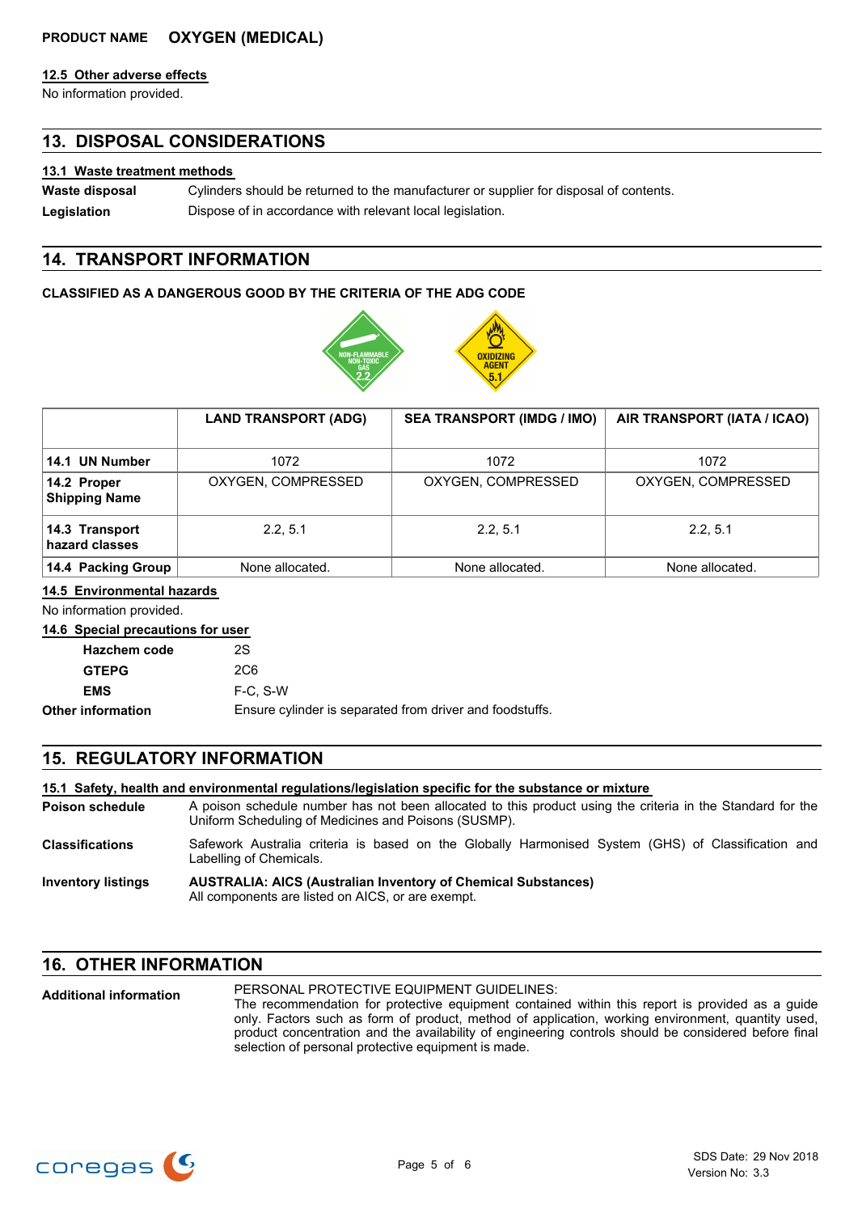**PRODUCT NAME** **OXYGEN (MEDICAL)**

### 12.5 Other adverse effects

No information provided.

## 13. DISPOSAL CONSIDERATIONS

### 13.1 Waste treatment methods

**Waste disposal** Cylinders should be returned to the manufacturer or supplier for disposal of contents.

**Legislation** Dispose of in accordance with relevant local legislation.

## 14. TRANSPORT INFORMATION

**CLASSIFIED AS A DANGEROUS GOOD BY THE CRITERIA OF THE ADG CODE**

| | LAND TRANSPORT (ADG) | SEA TRANSPORT (IMDG / IMO) | AIR TRANSPORT (IATA / ICAO) |
|---|---|---|---|
| **14.1 UN Number** | 1072 | 1072 | 1072 |
| **14.2 Proper Shipping Name** | OXYGEN, COMPRESSED | OXYGEN, COMPRESSED | OXYGEN, COMPRESSED |
| **14.3 Transport hazard classes** | 2.2, 5.1 | 2.2, 5.1 | 2.2, 5.1 |
| **14.4 Packing Group** | None allocated. | None allocated. | None allocated. |

### 14.5 Environmental hazards

No information provided.

### 14.6 Special precautions for user

**Hazchem code** 2S

**GTEPG** 2C6

**EMS** F-C, S-W

**Other information** Ensure cylinder is separated from driver and foodstuffs.

## 15. REGULATORY INFORMATION

### 15.1 Safety, health and environmental regulations/legislation specific for the substance or mixture

**Poison schedule** A poison schedule number has not been allocated to this product using the criteria in the Standard for the Uniform Scheduling of Medicines and Poisons (SUSMP).

**Classifications** Safework Australia criteria is based on the Globally Harmonised System (GHS) of Classification and Labelling of Chemicals.

**Inventory listings** **AUSTRALIA: AICS (Australian Inventory of Chemical Substances)**
All components are listed on AICS, or are exempt.

## 16. OTHER INFORMATION

**Additional information** PERSONAL PROTECTIVE EQUIPMENT GUIDELINES:
The recommendation for protective equipment contained within this report is provided as a guide only. Factors such as form of product, method of application, working environment, quantity used, product concentration and the availability of engineering controls should be considered before final selection of personal protective equipment is made.

SDS Date: 29 Nov 2018
Version No: 3.3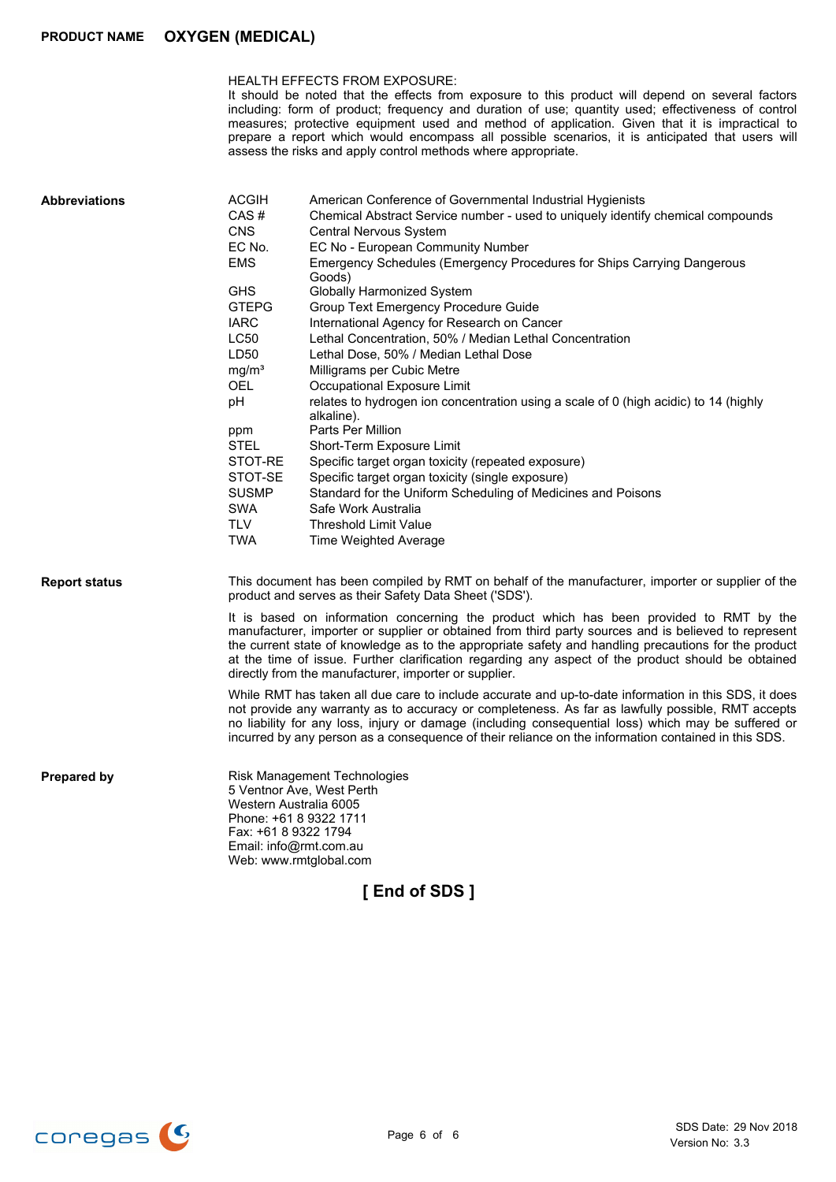HEALTH EFFECTS FROM EXPOSURE:
It should be noted that the effects from exposure to this product will depend on several factors including: form of product; frequency and duration of use; quantity used; effectiveness of control measures; protective equipment used and method of application. Given that it is impractical to prepare a report which would encompass all possible scenarios, it is anticipated that users will assess the risks and apply control methods where appropriate.

**Abbreviations**

| | |
|---|---|
| ACGIH | American Conference of Governmental Industrial Hygienists |
| CAS # | Chemical Abstract Service number - used to uniquely identify chemical compounds |
| CNS | Central Nervous System |
| EC No. | EC No - European Community Number |
| EMS | Emergency Schedules (Emergency Procedures for Ships Carrying Dangerous Goods) |
| GHS | Globally Harmonized System |
| GTEPG | Group Text Emergency Procedure Guide |
| IARC | International Agency for Research on Cancer |
| LC50 | Lethal Concentration, 50% / Median Lethal Concentration |
| LD50 | Lethal Dose, 50% / Median Lethal Dose |
| $mg/m^3$ | Milligrams per Cubic Metre |
| OEL | Occupational Exposure Limit |
| pH | relates to hydrogen ion concentration using a scale of 0 (high acidic) to 14 (highly alkaline). |
| ppm | Parts Per Million |
| STEL | Short-Term Exposure Limit |
| STOT-RE | Specific target organ toxicity (repeated exposure) |
| STOT-SE | Specific target organ toxicity (single exposure) |
| SUSMP | Standard for the Uniform Scheduling of Medicines and Poisons |
| SWA | Safe Work Australia |
| TLV | Threshold Limit Value |
| TWA | Time Weighted Average |

**Report status**

This document has been compiled by RMT on behalf of the manufacturer, importer or supplier of the product and serves as their Safety Data Sheet ('SDS').

It is based on information concerning the product which has been provided to RMT by the manufacturer, importer or supplier or obtained from third party sources and is believed to represent the current state of knowledge as to the appropriate safety and handling precautions for the product at the time of issue. Further clarification regarding any aspect of the product should be obtained directly from the manufacturer, importer or supplier.

While RMT has taken all due care to include accurate and up-to-date information in this SDS, it does not provide any warranty as to accuracy or completeness. As far as lawfully possible, RMT accepts no liability for any loss, injury or damage (including consequential loss) which may be suffered or incurred by any person as a consequence of their reliance on the information contained in this SDS.

**Prepared by**

Risk Management Technologies
5 Ventnor Ave, West Perth
Western Australia 6005
Phone: +61 8 9322 1711
Fax: +61 8 9322 1794
Email: info@rmt.com.au
Web: www.rmtglobal.com

**[ End of SDS ]**

SDS Date: 29 Nov 2018
Version No: 3.3